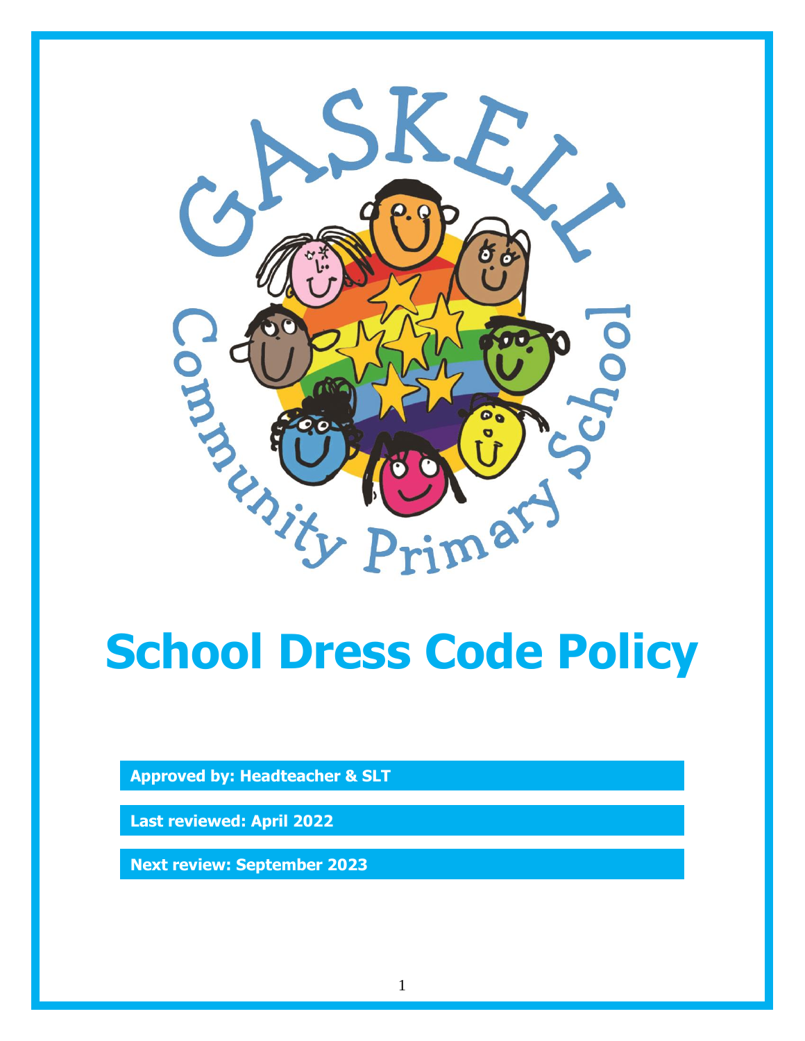# School Dress Code Policy

**Approved by: Headteacher & SLT**

**Last reviewed: April 2022**

**Next review: September 2023**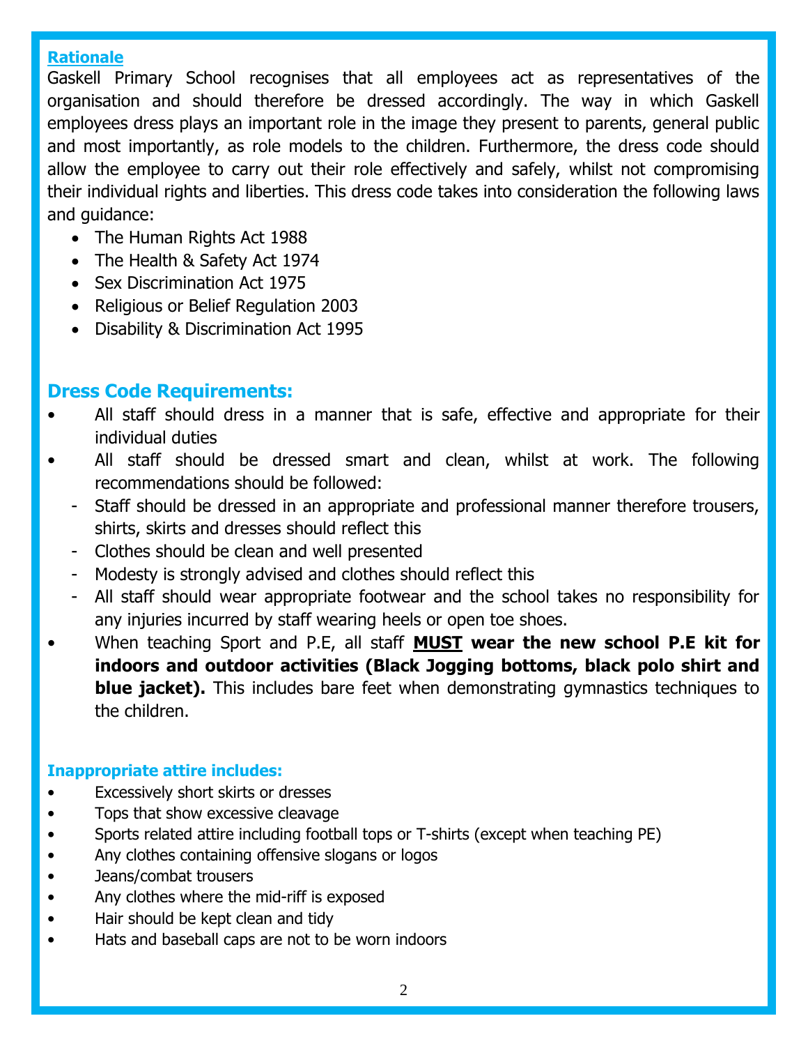## Rationale

Gaskell Primary School recognises that all employees act as representatives of the organisation and should therefore be dressed accordingly. The way in which Gaskell employees dress plays an important role in the image they present to parents, general public and most importantly, as role models to the children. Furthermore, the dress code should allow the employee to carry out their role effectively and safely, whilst not compromising their individual rights and liberties. This dress code takes into consideration the following laws and guidance:

- The Human Rights Act 1988
- The Health & Safety Act 1974
- Sex Discrimination Act 1975
- Religious or Belief Regulation 2003
- Disability & Discrimination Act 1995

## Dress Code Requirements:

- All staff should dress in a manner that is safe, effective and appropriate for their individual duties
- All staff should be dressed smart and clean, whilst at work. The following recommendations should be followed:
  - Staff should be dressed in an appropriate and professional manner therefore trousers, shirts, skirts and dresses should reflect this
  - Clothes should be clean and well presented
  - Modesty is strongly advised and clothes should reflect this
  - All staff should wear appropriate footwear and the school takes no responsibility for any injuries incurred by staff wearing heels or open toe shoes.
- When teaching Sport and P.E, all staff **MUST wear the new school P.E kit for indoors and outdoor activities (Black Jogging bottoms, black polo shirt and blue jacket).** This includes bare feet when demonstrating gymnastics techniques to the children.

### Inappropriate attire includes:

- Excessively short skirts or dresses
- Tops that show excessive cleavage
- Sports related attire including football tops or T-shirts (except when teaching PE)
- Any clothes containing offensive slogans or logos
- Jeans/combat trousers
- Any clothes where the mid-riff is exposed
- Hair should be kept clean and tidy
- Hats and baseball caps are not to be worn indoors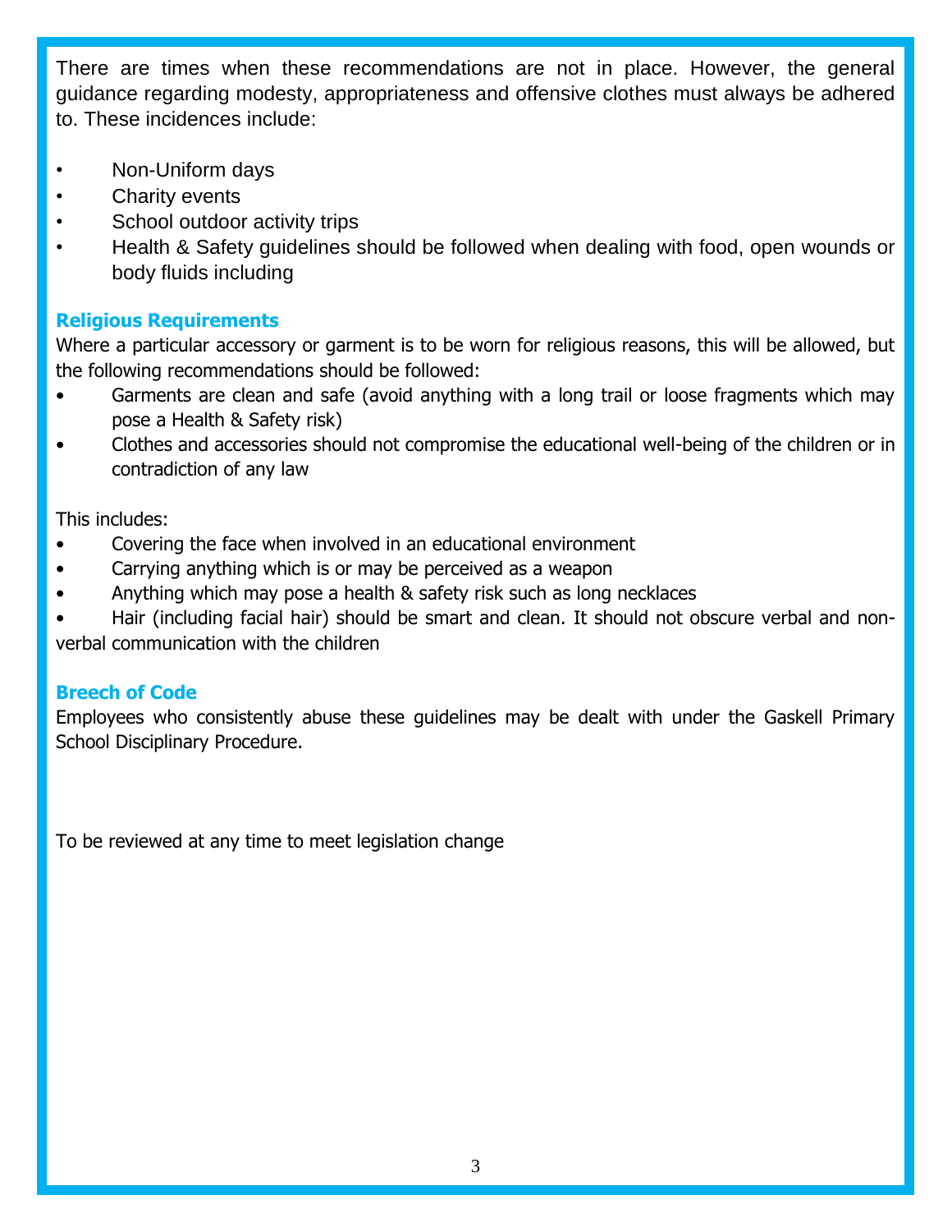There are times when these recommendations are not in place. However, the general guidance regarding modesty, appropriateness and offensive clothes must always be adhered to. These incidences include:

- Non-Uniform days
- Charity events
- School outdoor activity trips
- Health & Safety guidelines should be followed when dealing with food, open wounds or body fluids including

### Religious Requirements

Where a particular accessory or garment is to be worn for religious reasons, this will be allowed, but the following recommendations should be followed:

- Garments are clean and safe (avoid anything with a long trail or loose fragments which may pose a Health & Safety risk)
- Clothes and accessories should not compromise the educational well-being of the children or in contradiction of any law

This includes:

- Covering the face when involved in an educational environment
- Carrying anything which is or may be perceived as a weapon
- Anything which may pose a health & safety risk such as long necklaces
- Hair (including facial hair) should be smart and clean. It should not obscure verbal and non-verbal communication with the children

### Breech of Code

Employees who consistently abuse these guidelines may be dealt with under the Gaskell Primary School Disciplinary Procedure.

To be reviewed at any time to meet legislation change